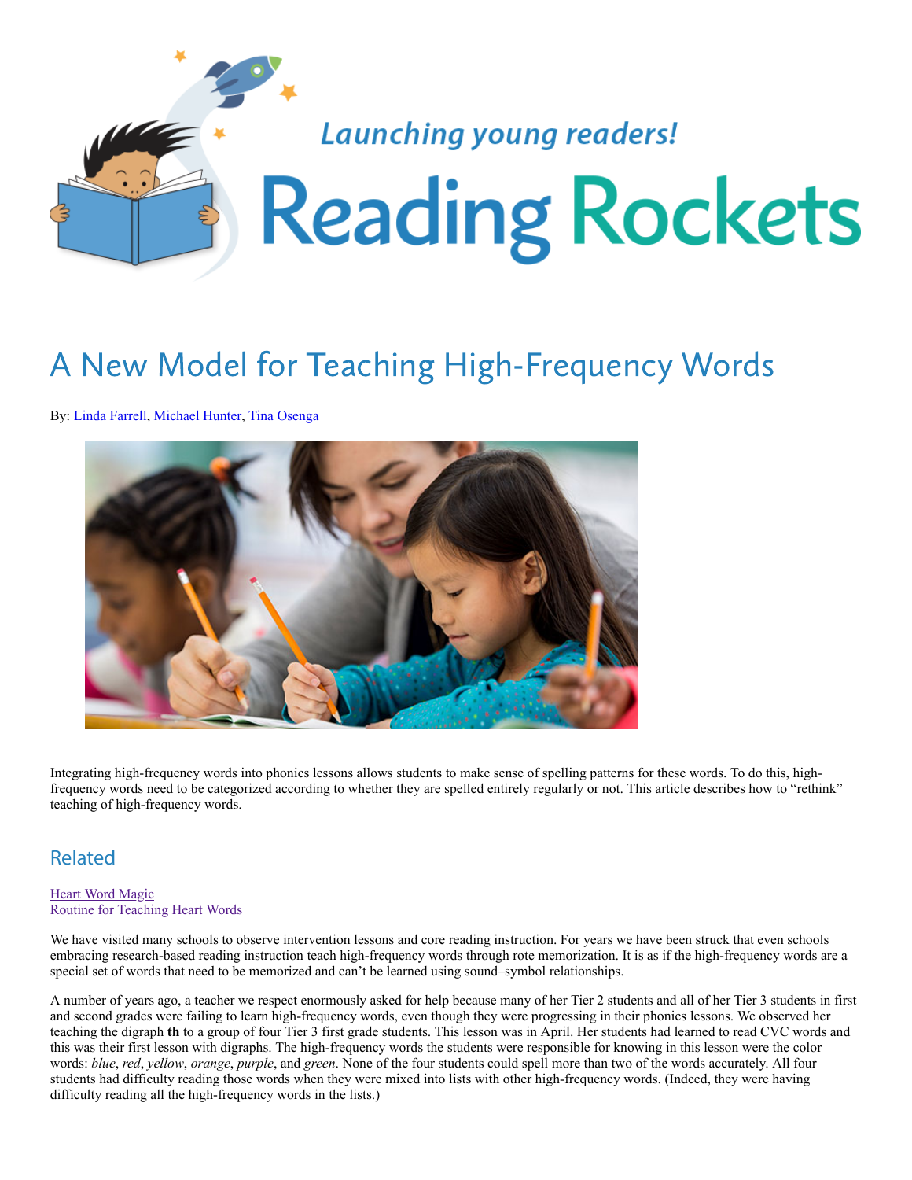# A New Model for Teaching High-Frequency Words

By: Linda Farrell, Michael Hunter, Tina Osenga

Integrating high-frequency words into phonics lessons allows students to make sense of spelling patterns for these words. To do this, high-frequency words need to be categorized according to whether they are spelled entirely regularly or not. This article describes how to "rethink" teaching of high-frequency words.

## Related

Heart Word Magic
Routine for Teaching Heart Words

We have visited many schools to observe intervention lessons and core reading instruction. For years we have been struck that even schools embracing research-based reading instruction teach high-frequency words through rote memorization. It is as if the high-frequency words are a special set of words that need to be memorized and can't be learned using sound–symbol relationships.

A number of years ago, a teacher we respect enormously asked for help because many of her Tier 2 students and all of her Tier 3 students in first and second grades were failing to learn high-frequency words, even though they were progressing in their phonics lessons. We observed her teaching the digraph **th** to a group of four Tier 3 first grade students. This lesson was in April. Her students had learned to read CVC words and this was their first lesson with digraphs. The high-frequency words the students were responsible for knowing in this lesson were the color words: *blue*, *red*, *yellow*, *orange*, *purple*, and *green*. None of the four students could spell more than two of the words accurately. All four students had difficulty reading those words when they were mixed into lists with other high-frequency words. (Indeed, they were having difficulty reading all the high-frequency words in the lists.)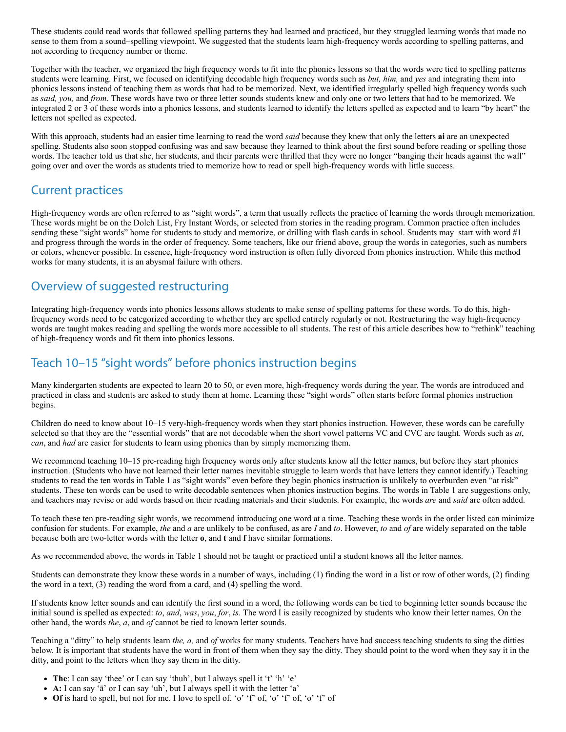These students could read words that followed spelling patterns they had learned and practiced, but they struggled learning words that made no sense to them from a sound–spelling viewpoint. We suggested that the students learn high-frequency words according to spelling patterns, and not according to frequency number or theme.

Together with the teacher, we organized the high frequency words to fit into the phonics lessons so that the words were tied to spelling patterns students were learning. First, we focused on identifying decodable high frequency words such as *but, him,* and *yes* and integrating them into phonics lessons instead of teaching them as words that had to be memorized. Next, we identified irregularly spelled high frequency words such as *said, you,* and *from*. These words have two or three letter sounds students knew and only one or two letters that had to be memorized. We integrated 2 or 3 of these words into a phonics lessons, and students learned to identify the letters spelled as expected and to learn "by heart" the letters not spelled as expected.

With this approach, students had an easier time learning to read the word *said* because they knew that only the letters **ai** are an unexpected spelling. Students also soon stopped confusing was and saw because they learned to think about the first sound before reading or spelling those words. The teacher told us that she, her students, and their parents were thrilled that they were no longer "banging their heads against the wall" going over and over the words as students tried to memorize how to read or spell high-frequency words with little success.

## Current practices

High-frequency words are often referred to as "sight words", a term that usually reflects the practice of learning the words through memorization. These words might be on the Dolch List, Fry Instant Words, or selected from stories in the reading program. Common practice often includes sending these "sight words" home for students to study and memorize, or drilling with flash cards in school. Students may start with word #1 and progress through the words in the order of frequency. Some teachers, like our friend above, group the words in categories, such as numbers or colors, whenever possible. In essence, high-frequency word instruction is often fully divorced from phonics instruction. While this method works for many students, it is an abysmal failure with others.

## Overview of suggested restructuring

Integrating high-frequency words into phonics lessons allows students to make sense of spelling patterns for these words. To do this, high-frequency words need to be categorized according to whether they are spelled entirely regularly or not. Restructuring the way high-frequency words are taught makes reading and spelling the words more accessible to all students. The rest of this article describes how to "rethink" teaching of high-frequency words and fit them into phonics lessons.

## Teach 10–15 "sight words" before phonics instruction begins

Many kindergarten students are expected to learn 20 to 50, or even more, high-frequency words during the year. The words are introduced and practiced in class and students are asked to study them at home. Learning these "sight words" often starts before formal phonics instruction begins.

Children do need to know about 10–15 very-high-frequency words when they start phonics instruction. However, these words can be carefully selected so that they are the "essential words" that are not decodable when the short vowel patterns VC and CVC are taught. Words such as *at*, *can*, and *had* are easier for students to learn using phonics than by simply memorizing them.

We recommend teaching 10–15 pre-reading high frequency words only after students know all the letter names, but before they start phonics instruction. (Students who have not learned their letter names inevitable struggle to learn words that have letters they cannot identify.) Teaching students to read the ten words in Table 1 as "sight words" even before they begin phonics instruction is unlikely to overburden even "at risk" students. These ten words can be used to write decodable sentences when phonics instruction begins. The words in Table 1 are suggestions only, and teachers may revise or add words based on their reading materials and their students. For example, the words *are* and *said* are often added.

To teach these ten pre-reading sight words, we recommend introducing one word at a time. Teaching these words in the order listed can minimize confusion for students. For example, *the* and *a* are unlikely to be confused, as are *I* and *to*. However, *to* and *of* are widely separated on the table because both are two-letter words with the letter **o**, and **t** and **f** have similar formations.

As we recommended above, the words in Table 1 should not be taught or practiced until a student knows all the letter names.

Students can demonstrate they know these words in a number of ways, including (1) finding the word in a list or row of other words, (2) finding the word in a text, (3) reading the word from a card, and (4) spelling the word.

If students know letter sounds and can identify the first sound in a word, the following words can be tied to beginning letter sounds because the initial sound is spelled as expected: *to*, *and*, *was*, *you*, *for*, *is*. The word I is easily recognized by students who know their letter names. On the other hand, the words *the*, *a*, and *of* cannot be tied to known letter sounds.

Teaching a "ditty" to help students learn *the, a,* and *of* works for many students. Teachers have had success teaching students to sing the ditties below. It is important that students have the word in front of them when they say the ditty. They should point to the word when they say it in the ditty, and point to the letters when they say them in the ditty.

- **The**: I can say 'thee' or I can say 'thuh', but I always spell it 't' 'h' 'e'
- **A:** I can say 'ā' or I can say 'uh', but I always spell it with the letter 'a'
- **Of** is hard to spell, but not for me. I love to spell of. 'o' 'f' of, 'o' 'f' of, 'o' 'f' of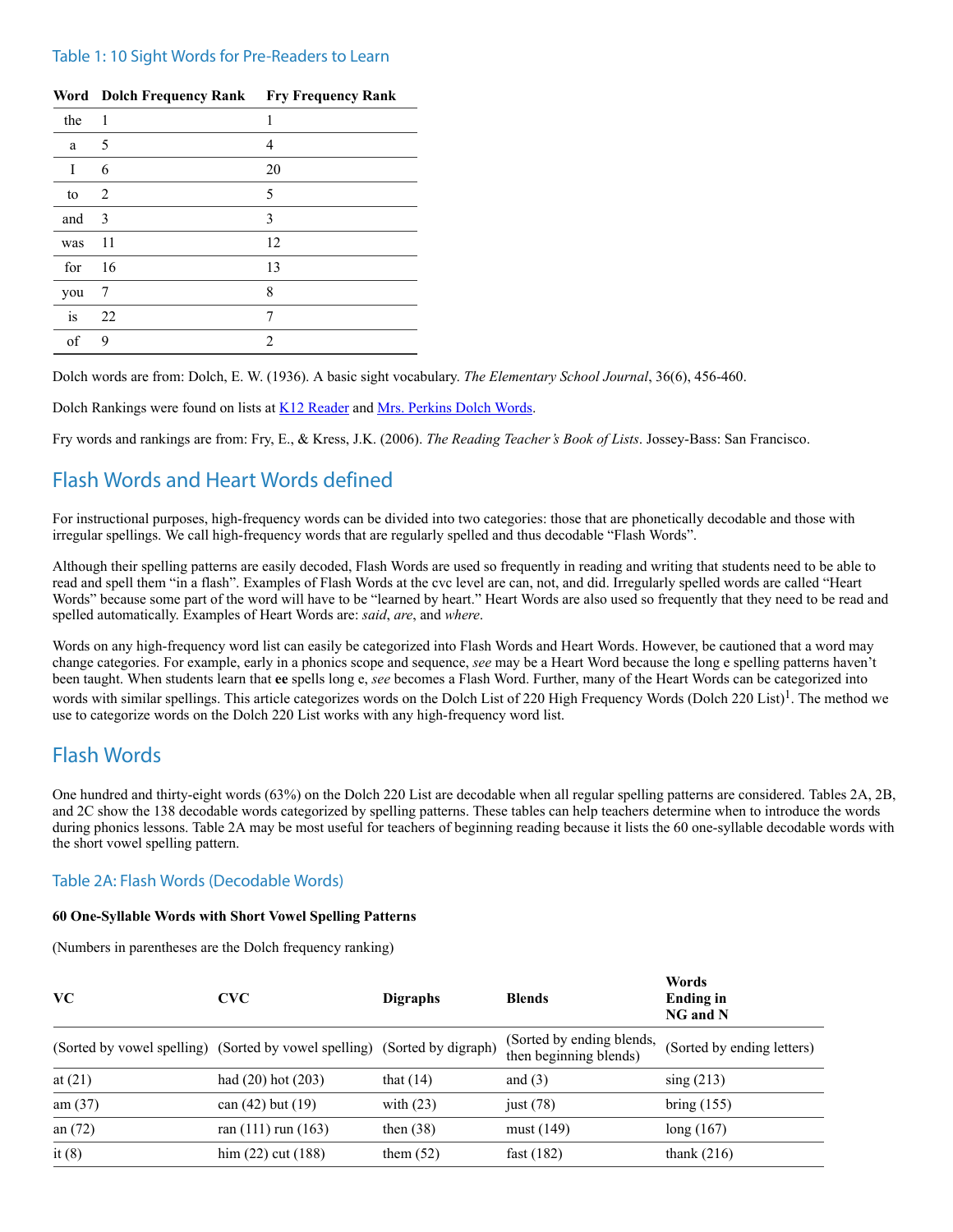### Table 1: 10 Sight Words for Pre-Readers to Learn

| Word | Dolch Frequency Rank | Fry Frequency Rank |
|---|---|---|
| the | 1 | 1 |
| a | 5 | 4 |
| I | 6 | 20 |
| to | 2 | 5 |
| and | 3 | 3 |
| was | 11 | 12 |
| for | 16 | 13 |
| you | 7 | 8 |
| is | 22 | 7 |
| of | 9 | 2 |

Dolch words are from: Dolch, E. W. (1936). A basic sight vocabulary. *The Elementary School Journal*, 36(6), 456-460.

Dolch Rankings were found on lists at K12 Reader and Mrs. Perkins Dolch Words.

Fry words and rankings are from: Fry, E., & Kress, J.K. (2006). *The Reading Teacher's Book of Lists*. Jossey-Bass: San Francisco.

## Flash Words and Heart Words defined

For instructional purposes, high-frequency words can be divided into two categories: those that are phonetically decodable and those with irregular spellings. We call high-frequency words that are regularly spelled and thus decodable "Flash Words".

Although their spelling patterns are easily decoded, Flash Words are used so frequently in reading and writing that students need to be able to read and spell them "in a flash". Examples of Flash Words at the cvc level are can, not, and did. Irregularly spelled words are called "Heart Words" because some part of the word will have to be "learned by heart." Heart Words are also used so frequently that they need to be read and spelled automatically. Examples of Heart Words are: *said*, *are*, and *where*.

Words on any high-frequency word list can easily be categorized into Flash Words and Heart Words. However, be cautioned that a word may change categories. For example, early in a phonics scope and sequence, *see* may be a Heart Word because the long e spelling patterns haven't been taught. When students learn that **ee** spells long e, *see* becomes a Flash Word. Further, many of the Heart Words can be categorized into words with similar spellings. This article categorizes words on the Dolch List of 220 High Frequency Words (Dolch 220 List)[1]. The method we use to categorize words on the Dolch 220 List works with any high-frequency word list.

## Flash Words

One hundred and thirty-eight words (63%) on the Dolch 220 List are decodable when all regular spelling patterns are considered. Tables 2A, 2B, and 2C show the 138 decodable words categorized by spelling patterns. These tables can help teachers determine when to introduce the words during phonics lessons. Table 2A may be most useful for teachers of beginning reading because it lists the 60 one-syllable decodable words with the short vowel spelling pattern.

### Table 2A: Flash Words (Decodable Words)

**60 One-Syllable Words with Short Vowel Spelling Patterns**

(Numbers in parentheses are the Dolch frequency ranking)

| VC | CVC | Digraphs | Blends | Words Ending in NG and N |
|---|---|---|---|---|
| (Sorted by vowel spelling) | (Sorted by vowel spelling) | (Sorted by digraph) | (Sorted by ending blends, then beginning blends) | (Sorted by ending letters) |
| at (21) | had (20) hot (203) | that (14) | and (3) | sing (213) |
| am (37) | can (42) but (19) | with (23) | just (78) | bring (155) |
| an (72) | ran (111) run (163) | then (38) | must (149) | long (167) |
| it (8) | him (22) cut (188) | them (52) | fast (182) | thank (216) |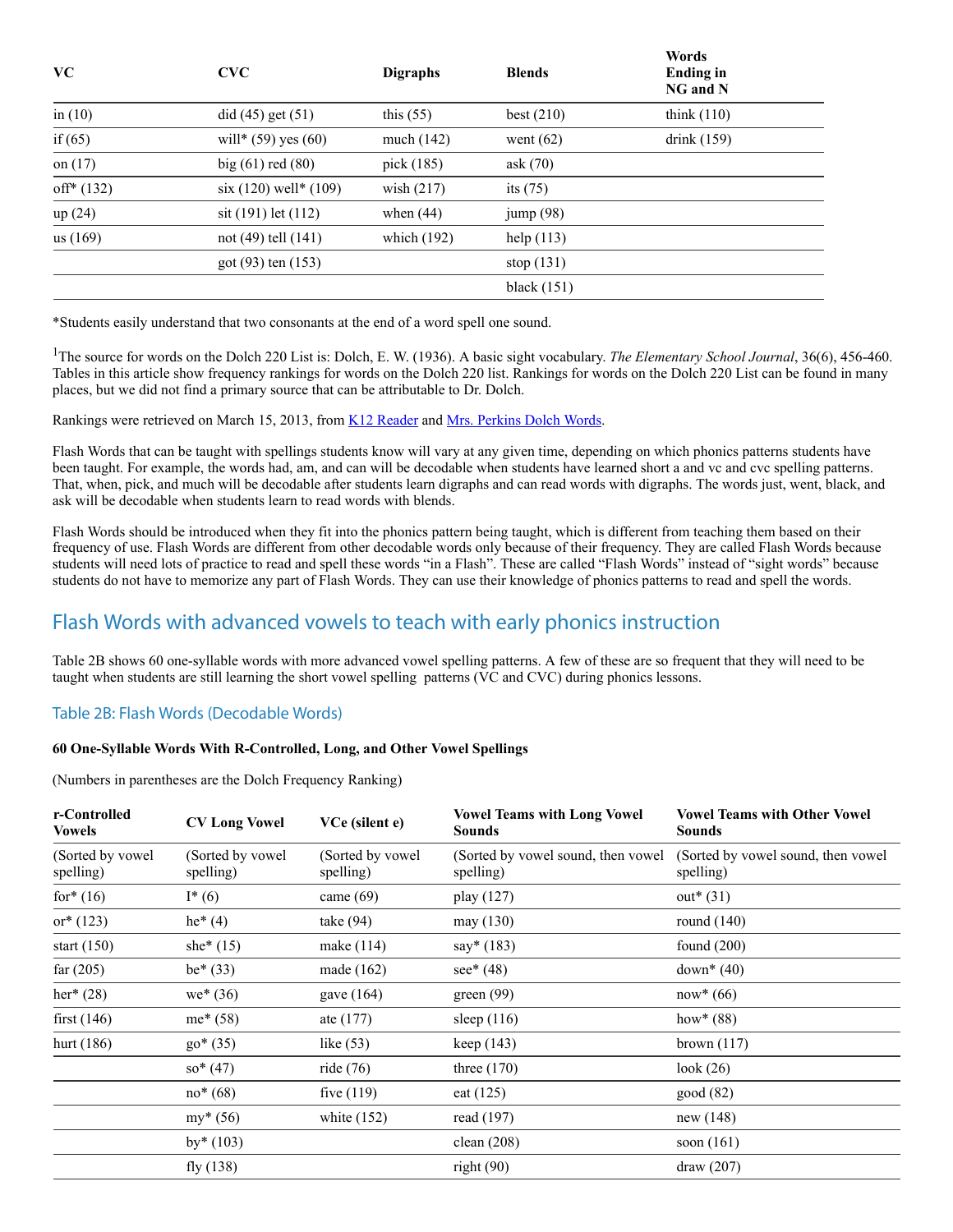| VC | CVC | Digraphs | Blends | Words Ending in NG and N |
|---|---|---|---|---|
| in (10) | did (45) get (51) | this (55) | best (210) | think (110) |
| if (65) | will* (59) yes (60) | much (142) | went (62) | drink (159) |
| on (17) | big (61) red (80) | pick (185) | ask (70) | |
| off* (132) | six (120) well* (109) | wish (217) | its (75) | |
| up (24) | sit (191) let (112) | when (44) | jump (98) | |
| us (169) | not (49) tell (141) | which (192) | help (113) | |
| | got (93) ten (153) | | stop (131) | |
| | | | black (151) | |

*Students easily understand that two consonants at the end of a word spell one sound.

[1]The source for words on the Dolch 220 List is: Dolch, E. W. (1936). A basic sight vocabulary. *The Elementary School Journal*, 36(6), 456-460. Tables in this article show frequency rankings for words on the Dolch 220 list. Rankings for words on the Dolch 220 List can be found in many places, but we did not find a primary source that can be attributable to Dr. Dolch.

Rankings were retrieved on March 15, 2013, from K12 Reader and Mrs. Perkins Dolch Words.

Flash Words that can be taught with spellings students know will vary at any given time, depending on which phonics patterns students have been taught. For example, the words had, am, and can will be decodable when students have learned short a and vc and cvc spelling patterns. That, when, pick, and much will be decodable after students learn digraphs and can read words with digraphs. The words just, went, black, and ask will be decodable when students learn to read words with blends.

Flash Words should be introduced when they fit into the phonics pattern being taught, which is different from teaching them based on their frequency of use. Flash Words are different from other decodable words only because of their frequency. They are called Flash Words because students will need lots of practice to read and spell these words "in a Flash". These are called "Flash Words" instead of "sight words" because students do not have to memorize any part of Flash Words. They can use their knowledge of phonics patterns to read and spell the words.

## Flash Words with advanced vowels to teach with early phonics instruction

Table 2B shows 60 one-syllable words with more advanced vowel spelling patterns. A few of these are so frequent that they will need to be taught when students are still learning the short vowel spelling patterns (VC and CVC) during phonics lessons.

### Table 2B: Flash Words (Decodable Words)

**60 One-Syllable Words With R-Controlled, Long, and Other Vowel Spellings**

(Numbers in parentheses are the Dolch Frequency Ranking)

| r-Controlled Vowels | CV Long Vowel | VCe (silent e) | Vowel Teams with Long Vowel Sounds | Vowel Teams with Other Vowel Sounds |
|---|---|---|---|---|
| (Sorted by vowel spelling) | (Sorted by vowel spelling) | (Sorted by vowel spelling) | (Sorted by vowel sound, then vowel spelling) | (Sorted by vowel sound, then vowel spelling) |
| for* (16) | I* (6) | came (69) | play (127) | out* (31) |
| or* (123) | he* (4) | take (94) | may (130) | round (140) |
| start (150) | she* (15) | make (114) | say* (183) | found (200) |
| far (205) | be* (33) | made (162) | see* (48) | down* (40) |
| her* (28) | we* (36) | gave (164) | green (99) | now* (66) |
| first (146) | me* (58) | ate (177) | sleep (116) | how* (88) |
| hurt (186) | go* (35) | like (53) | keep (143) | brown (117) |
| | so* (47) | ride (76) | three (170) | look (26) |
| | no* (68) | five (119) | eat (125) | good (82) |
| | my* (56) | white (152) | read (197) | new (148) |
| | by* (103) | | clean (208) | soon (161) |
| | fly (138) | | right (90) | draw (207) |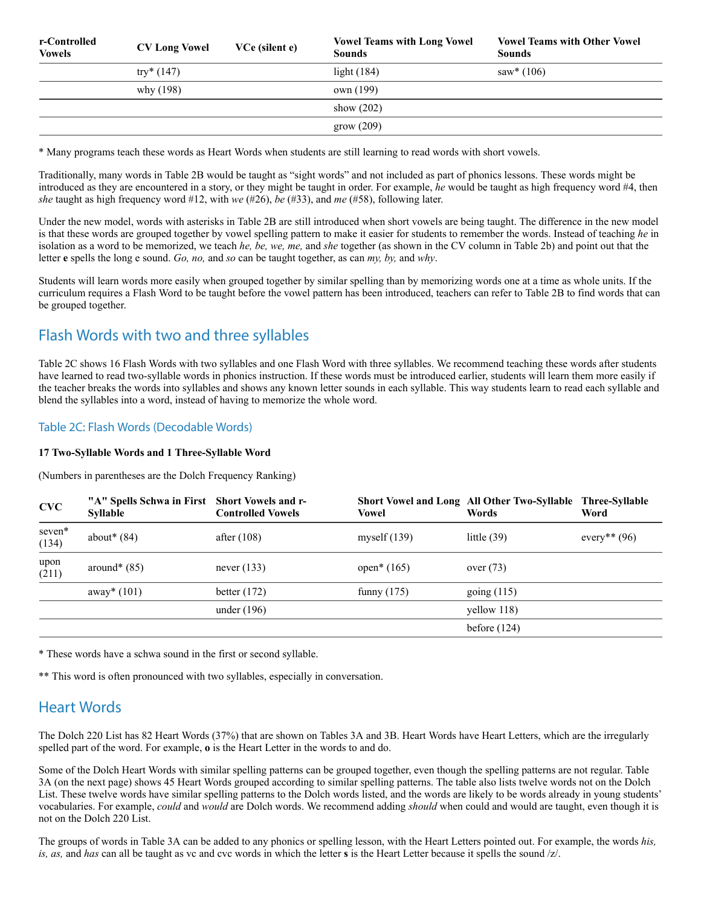| r-Controlled Vowels | CV Long Vowel | VCe (silent e) | Vowel Teams with Long Vowel Sounds | Vowel Teams with Other Vowel Sounds |
|---|---|---|---|---|
| | try* (147) | | light (184) | saw* (106) |
| | why (198) | | own (199) | |
| | | | show (202) | |
| | | | grow (209) | |

* Many programs teach these words as Heart Words when students are still learning to read words with short vowels.

Traditionally, many words in Table 2B would be taught as "sight words" and not included as part of phonics lessons. These words might be introduced as they are encountered in a story, or they might be taught in order. For example, *he* would be taught as high frequency word #4, then *she* taught as high frequency word #12, with *we* (#26), *be* (#33), and *me* (#58), following later.

Under the new model, words with asterisks in Table 2B are still introduced when short vowels are being taught. The difference in the new model is that these words are grouped together by vowel spelling pattern to make it easier for students to remember the words. Instead of teaching *he* in isolation as a word to be memorized, we teach *he, be, we, me,* and *she* together (as shown in the CV column in Table 2b) and point out that the letter **e** spells the long e sound. *Go, no,* and *so* can be taught together, as can *my, by,* and *why*.

Students will learn words more easily when grouped together by similar spelling than by memorizing words one at a time as whole units. If the curriculum requires a Flash Word to be taught before the vowel pattern has been introduced, teachers can refer to Table 2B to find words that can be grouped together.

## Flash Words with two and three syllables

Table 2C shows 16 Flash Words with two syllables and one Flash Word with three syllables. We recommend teaching these words after students have learned to read two-syllable words in phonics instruction. If these words must be introduced earlier, students will learn them more easily if the teacher breaks the words into syllables and shows any known letter sounds in each syllable. This way students learn to read each syllable and blend the syllables into a word, instead of having to memorize the whole word.

### Table 2C: Flash Words (Decodable Words)

**17 Two-Syllable Words and 1 Three-Syllable Word**

(Numbers in parentheses are the Dolch Frequency Ranking)

| CVC | "A" Spells Schwa in First Syllable | Short Vowels and r-Controlled Vowels | Short Vowel and Long Vowel | All Other Two-Syllable Words | Three-Syllable Word |
|---|---|---|---|---|---|
| seven* (134) | about* (84) | after (108) | myself (139) | little (39) | every** (96) |
| upon (211) | around* (85) | never (133) | open* (165) | over (73) | |
| | away* (101) | better (172) | funny (175) | going (115) | |
| | | under (196) | | yellow 118) | |
| | | | | before (124) | |

* These words have a schwa sound in the first or second syllable.

** This word is often pronounced with two syllables, especially in conversation.

## Heart Words

The Dolch 220 List has 82 Heart Words (37%) that are shown on Tables 3A and 3B. Heart Words have Heart Letters, which are the irregularly spelled part of the word. For example, **o** is the Heart Letter in the words to and do.

Some of the Dolch Heart Words with similar spelling patterns can be grouped together, even though the spelling patterns are not regular. Table 3A (on the next page) shows 45 Heart Words grouped according to similar spelling patterns. The table also lists twelve words not on the Dolch List. These twelve words have similar spelling patterns to the Dolch words listed, and the words are likely to be words already in young students' vocabularies. For example, *could* and *would* are Dolch words. We recommend adding *should* when could and would are taught, even though it is not on the Dolch 220 List.

The groups of words in Table 3A can be added to any phonics or spelling lesson, with the Heart Letters pointed out. For example, the words *his, is, as,* and *has* can all be taught as vc and cvc words in which the letter **s** is the Heart Letter because it spells the sound /z/.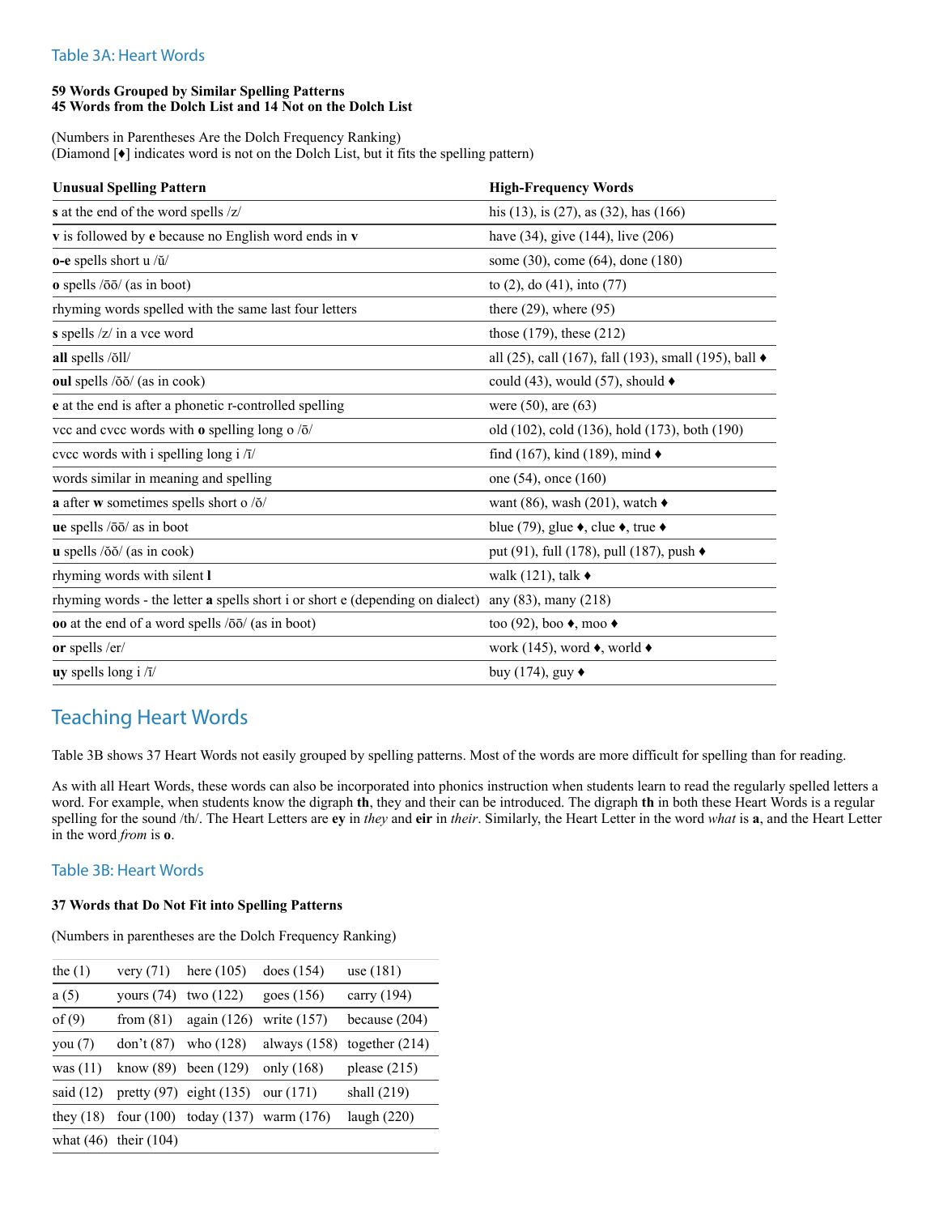### Table 3A: Heart Words

**59 Words Grouped by Similar Spelling Patterns**
**45 Words from the Dolch List and 14 Not on the Dolch List**

(Numbers in Parentheses Are the Dolch Frequency Ranking)
(Diamond [♦] indicates word is not on the Dolch List, but it fits the spelling pattern)

| Unusual Spelling Pattern | High-Frequency Words |
|---|---|
| **s** at the end of the word spells /z/ | his (13), is (27), as (32), has (166) |
| **v** is followed by **e** because no English word ends in **v** | have (34), give (144), live (206) |
| **o-e** spells short u /ŭ/ | some (30), come (64), done (180) |
| **o** spells /ōō/ (as in boot) | to (2), do (41), into (77) |
| rhyming words spelled with the same last four letters | there (29), where (95) |
| **s** spells /z/ in a vce word | those (179), these (212) |
| **all** spells /ŏll/ | all (25), call (167), fall (193), small (195), ball ♦ |
| **oul** spells /ŏŏ/ (as in cook) | could (43), would (57), should ♦ |
| **e** at the end is after a phonetic r-controlled spelling | were (50), are (63) |
| vcc and cvcc words with **o** spelling long o /ō/ | old (102), cold (136), hold (173), both (190) |
| cvcc words with i spelling long i /ī/ | find (167), kind (189), mind ♦ |
| words similar in meaning and spelling | one (54), once (160) |
| **a** after **w** sometimes spells short o /ŏ/ | want (86), wash (201), watch ♦ |
| **ue** spells /ōō/ as in boot | blue (79), glue ♦, clue ♦, true ♦ |
| **u** spells /ŏŏ/ (as in cook) | put (91), full (178), pull (187), push ♦ |
| rhyming words with silent **l** | walk (121), talk ♦ |
| rhyming words - the letter **a** spells short i or short e (depending on dialect) | any (83), many (218) |
| **oo** at the end of a word spells /ōō/ (as in boot) | too (92), boo ♦, moo ♦ |
| **or** spells /er/ | work (145), word ♦, world ♦ |
| **uy** spells long i /ī/ | buy (174), guy ♦ |

## Teaching Heart Words

Table 3B shows 37 Heart Words not easily grouped by spelling patterns. Most of the words are more difficult for spelling than for reading.

As with all Heart Words, these words can also be incorporated into phonics instruction when students learn to read the regularly spelled letters a word. For example, when students know the digraph **th**, they and their can be introduced. The digraph **th** in both these Heart Words is a regular spelling for the sound /th/. The Heart Letters are **ey** in *they* and **eir** in *their*. Similarly, the Heart Letter in the word *what* is **a**, and the Heart Letter in the word *from* is **o**.

### Table 3B: Heart Words

**37 Words that Do Not Fit into Spelling Patterns**

(Numbers in parentheses are the Dolch Frequency Ranking)

| | | | | |
|---|---|---|---|---|
| the (1) | very (71) | here (105) | does (154) | use (181) |
| a (5) | yours (74) | two (122) | goes (156) | carry (194) |
| of (9) | from (81) | again (126) | write (157) | because (204) |
| you (7) | don't (87) | who (128) | always (158) | together (214) |
| was (11) | know (89) | been (129) | only (168) | please (215) |
| said (12) | pretty (97) | eight (135) | our (171) | shall (219) |
| they (18) | four (100) | today (137) | warm (176) | laugh (220) |
| what (46) | their (104) | | | |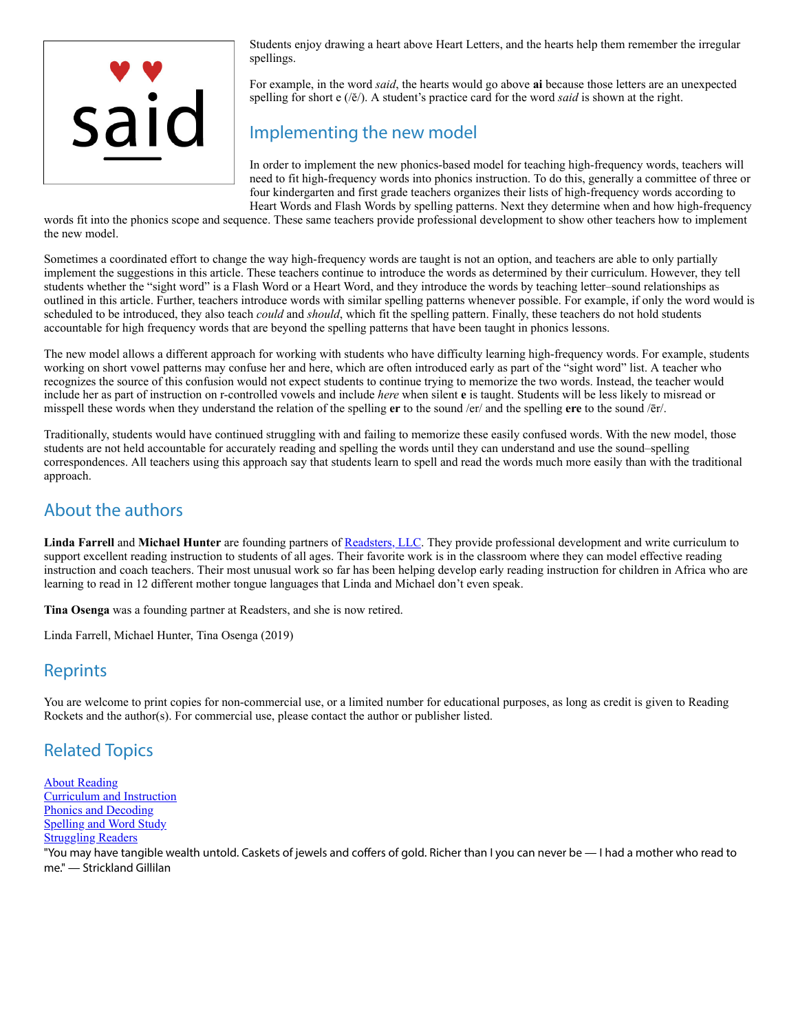Students enjoy drawing a heart above Heart Letters, and the hearts help them remember the irregular spellings.

For example, in the word *said*, the hearts would go above **ai** because those letters are an unexpected spelling for short e (/ĕ/). A student's practice card for the word *said* is shown at the right.

## Implementing the new model

In order to implement the new phonics-based model for teaching high-frequency words, teachers will need to fit high-frequency words into phonics instruction. To do this, generally a committee of three or four kindergarten and first grade teachers organizes their lists of high-frequency words according to Heart Words and Flash Words by spelling patterns. Next they determine when and how high-frequency words fit into the phonics scope and sequence. These same teachers provide professional development to show other teachers how to implement the new model.

Sometimes a coordinated effort to change the way high-frequency words are taught is not an option, and teachers are able to only partially implement the suggestions in this article. These teachers continue to introduce the words as determined by their curriculum. However, they tell students whether the "sight word" is a Flash Word or a Heart Word, and they introduce the words by teaching letter–sound relationships as outlined in this article. Further, teachers introduce words with similar spelling patterns whenever possible. For example, if only the word would is scheduled to be introduced, they also teach *could* and *should*, which fit the spelling pattern. Finally, these teachers do not hold students accountable for high frequency words that are beyond the spelling patterns that have been taught in phonics lessons.

The new model allows a different approach for working with students who have difficulty learning high-frequency words. For example, students working on short vowel patterns may confuse her and here, which are often introduced early as part of the "sight word" list. A teacher who recognizes the source of this confusion would not expect students to continue trying to memorize the two words. Instead, the teacher would include her as part of instruction on r-controlled vowels and include *here* when silent **e** is taught. Students will be less likely to misread or misspell these words when they understand the relation of the spelling **er** to the sound /er/ and the spelling **ere** to the sound /ēr/.

Traditionally, students would have continued struggling with and failing to memorize these easily confused words. With the new model, those students are not held accountable for accurately reading and spelling the words until they can understand and use the sound–spelling correspondences. All teachers using this approach say that students learn to spell and read the words much more easily than with the traditional approach.

## About the authors

**Linda Farrell** and **Michael Hunter** are founding partners of Readsters, LLC. They provide professional development and write curriculum to support excellent reading instruction to students of all ages. Their favorite work is in the classroom where they can model effective reading instruction and coach teachers. Their most unusual work so far has been helping develop early reading instruction for children in Africa who are learning to read in 12 different mother tongue languages that Linda and Michael don't even speak.

**Tina Osenga** was a founding partner at Readsters, and she is now retired.

Linda Farrell, Michael Hunter, Tina Osenga (2019)

## Reprints

You are welcome to print copies for non-commercial use, or a limited number for educational purposes, as long as credit is given to Reading Rockets and the author(s). For commercial use, please contact the author or publisher listed.

## Related Topics

About Reading
Curriculum and Instruction
Phonics and Decoding
Spelling and Word Study
Struggling Readers

"You may have tangible wealth untold. Caskets of jewels and coffers of gold. Richer than I you can never be — I had a mother who read to me." — Strickland Gillilan